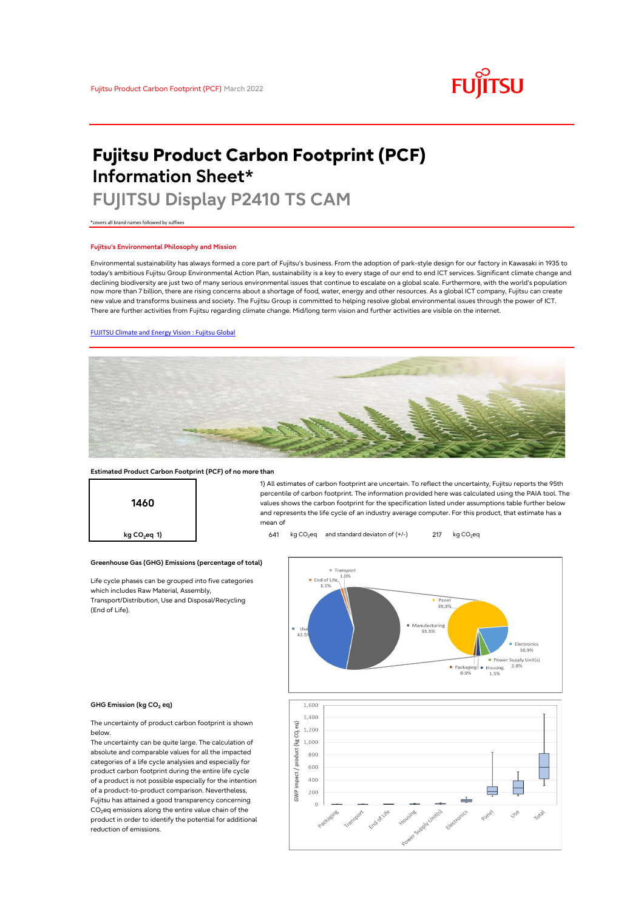Fujitsu Product Carbon Footprint (PCF) March 2022

# Fujitsu Product Carbon Footprint (PCF) Information Sheet*

## FUJITSU Display P2410 TS CAM

*covers all brand names followed by suffixes

### Fujitsu's Environmental Philosophy and Mission

Environmental sustainability has always formed a core part of Fujitsu's business. From the adoption of park-style design for our factory in Kawasaki in 1935 to today's ambitious Fujitsu Group Environmental Action Plan, sustainability is a key to every stage of our end to end ICT services. Significant climate change and declining biodiversity are just two of many serious environmental issues that continue to escalate on a global scale. Furthermore, with the world's population now more than 7 billion, there are rising concerns about a shortage of food, water, energy and other resources. As a global ICT company, Fujitsu can create new value and transforms business and society. The Fujitsu Group is committed to helping resolve global environmental issues through the power of ICT. There are further activities from Fujitsu regarding climate change. Mid/long term vision and further activities are visible on the internet.

[FUJITSU Climate and Energy Vision : Fujitsu Global](FUJITSU Climate and Energy Vision : Fujitsu Global)

### Estimated Product Carbon Footprint (PCF) of no more than

**1460**

**kg $CO_2$eq 1)**

1) All estimates of carbon footprint are uncertain. To reflect the uncertainty, Fujitsu reports the 95th percentile of carbon footprint. The information provided here was calculated using the PAIA tool. The values shows the carbon footprint for the specification listed under assumptions table further below and represents the life cycle of an industry average computer. For this product, that estimate has a mean of

641 kg $CO_2$eq and standard deviaton of (+/-) 217 kg $CO_2$eq

### Greenhouse Gas (GHG) Emissions (percentage of total)

Life cycle phases can be grouped into five categories which includes Raw Material, Assembly, Transport/Distribution, Use and Disposal/Recycling (End of Life).

Transport 1.0%; End of Life 1.1%; Use 42.5%; Manufacturing 55.5%; Panel 39.3%; Electronics 10.9%; Power Supply Unit(s) 2.8%; Housing 1.5%; Packaging 0.9%

### GHG Emission (kg $CO_2$ eq)

The uncertainty of product carbon footprint is shown below.

The uncertainty can be quite large. The calculation of absolute and comparable values for all the impacted categories of a life cycle analysies and especially for product carbon footprint during the entire life cycle of a product is not possible especially for the intention of a product-to-product comparison. Nevertheless, Fujitsu has attained a good transparency concerning $CO_2$eq emissions along the entire value chain of the product in order to identify the potential for additional reduction of emissions.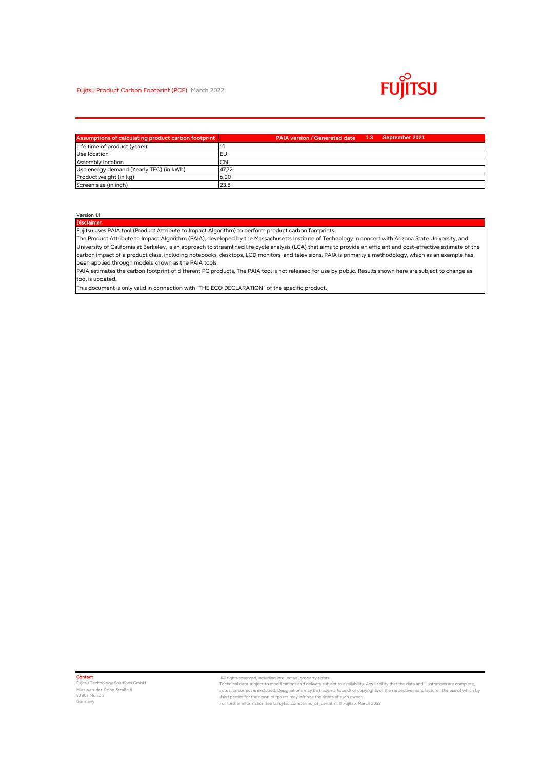Fujitsu Product Carbon Footprint (PCF) March 2022

| Assumptions of calculating product carbon footprint | PAIA version / Generated date 1.3 September 2021 |
|---|---|
| Life time of product (years) | 10 |
| Use location | EU |
| Assembly location | CN |
| Use energy demand (Yearly TEC) (in kWh) | 47,72 |
| Product weight (in kg) | 6,00 |
| Screen size (in inch) | 23.8 |

Version 1.1

**Disclaimer**

Fujitsu uses PAIA tool (Product Attribute to Impact Algorithm) to perform product carbon footprints.

The Product Attribute to Impact Algorithm (PAIA), developed by the Massachusetts Institute of Technology in concert with Arizona State University, and University of California at Berkeley, is an approach to streamlined life cycle analysis (LCA) that aims to provide an efficient and cost-effective estimate of the carbon impact of a product class, including notebooks, desktops, LCD monitors, and televisions. PAIA is primarily a methodology, which as an example has been applied through models known as the PAIA tools.

PAIA estimates the carbon footprint of different PC products. The PAIA tool is not released for use by public. Results shown here are subject to change as tool is updated.

This document is only valid in connection with "THE ECO DECLARATION" of the specific product.

**Contact**
Fujitsu Technology Solutions GmbH
Mies-van-der-Rohe-Straße 8
80807 Munich
Germany

All rights reserved, including intellectual property rights.
Technical data subject to modifications and delivery subject to availability. Any liability that the data and illustrations are complete, actual or correct is excluded. Designations may be trademarks and/ or copyrights of the respective manufacturer, the use of which by third parties for their own purposes may infringe the rights of such owner.
For further information see ts.fujitsu.com/terms_of_use.html © Fujitsu, March 2022